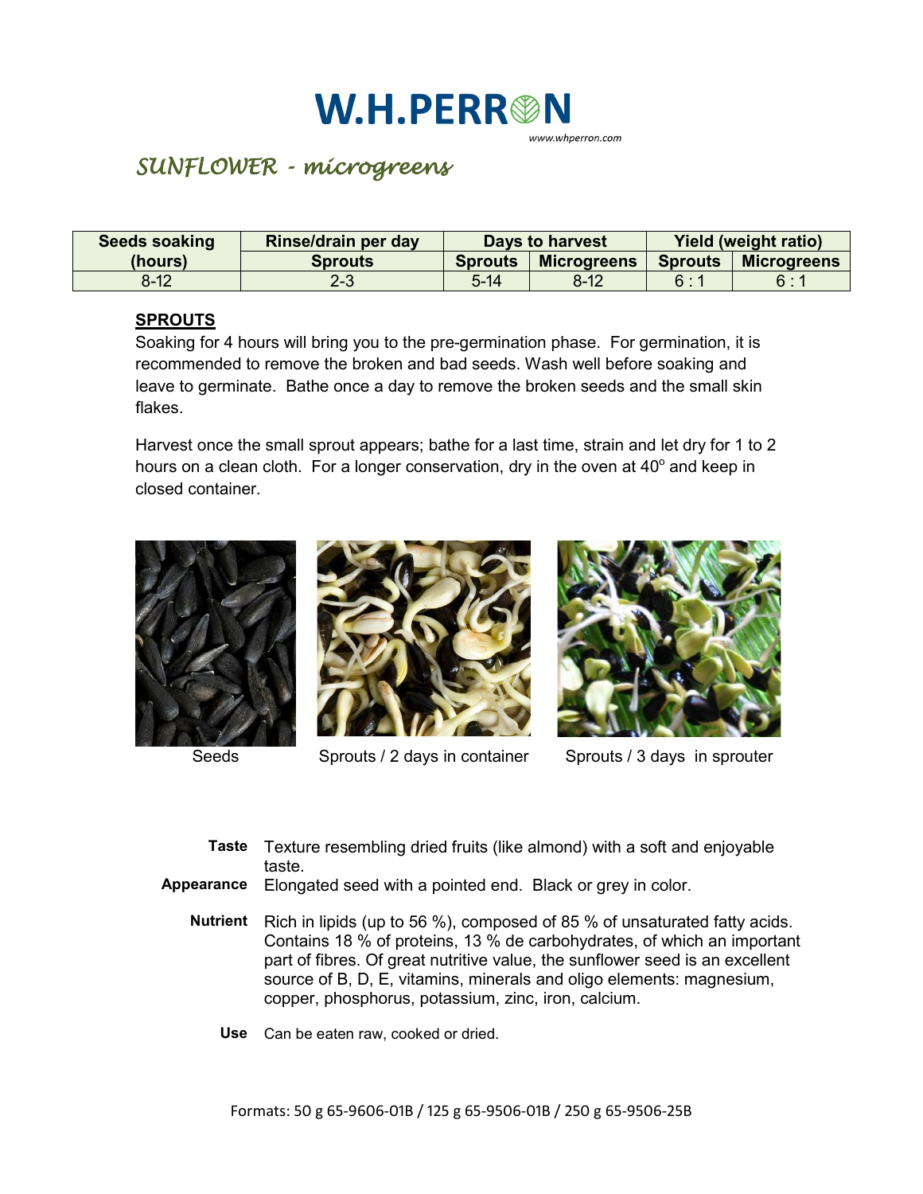# W.H.PERRON

www.whperron.com

## SUNFLOWER - microgreens

| Seeds soaking (hours) | Rinse/drain per day | Days to harvest | | Yield (weight ratio) | |
|---|---|---|---|---|---|
| | Sprouts | Sprouts | Microgreens | Sprouts | Microgreens |
| 8-12 | 2-3 | 5-14 | 8-12 | 6 : 1 | 6 : 1 |

### SPROUTS

Soaking for 4 hours will bring you to the pre-germination phase. For germination, it is recommended to remove the broken and bad seeds. Wash well before soaking and leave to germinate. Bathe once a day to remove the broken seeds and the small skin flakes.

Harvest once the small sprout appears; bathe for a last time, strain and let dry for 1 to 2 hours on a clean cloth. For a longer conservation, dry in the oven at 40° and keep in closed container.

Seeds

Sprouts / 2 days in container

Sprouts / 3 days in sprouter

**Taste** Texture resembling dried fruits (like almond) with a soft and enjoyable taste.

**Appearance** Elongated seed with a pointed end. Black or grey in color.

**Nutrient** Rich in lipids (up to 56 %), composed of 85 % of unsaturated fatty acids. Contains 18 % of proteins, 13 % de carbohydrates, of which an important part of fibres. Of great nutritive value, the sunflower seed is an excellent source of B, D, E, vitamins, minerals and oligo elements: magnesium, copper, phosphorus, potassium, zinc, iron, calcium.

**Use** Can be eaten raw, cooked or dried.

Formats: 50 g 65-9606-01B / 125 g 65-9506-01B / 250 g 65-9506-25B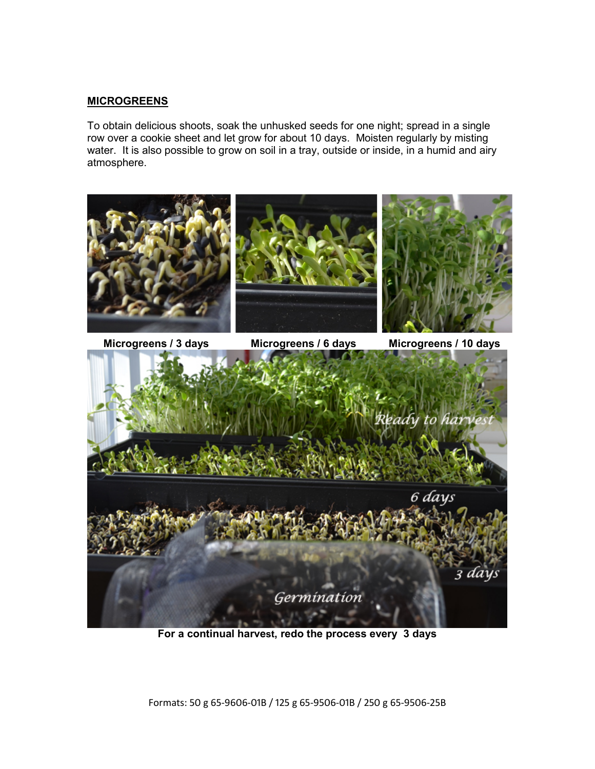## MICROGREENS

To obtain delicious shoots, soak the unhusked seeds for one night; spread in a single row over a cookie sheet and let grow for about 10 days. Moisten regularly by misting water. It is also possible to grow on soil in a tray, outside or inside, in a humid and airy atmosphere.

**Microgreens / 3 days** **Microgreens / 6 days** **Microgreens / 10 days**

**For a continual harvest, redo the process every 3 days**

Formats: 50 g 65-9606-01B / 125 g 65-9506-01B / 250 g 65-9506-25B